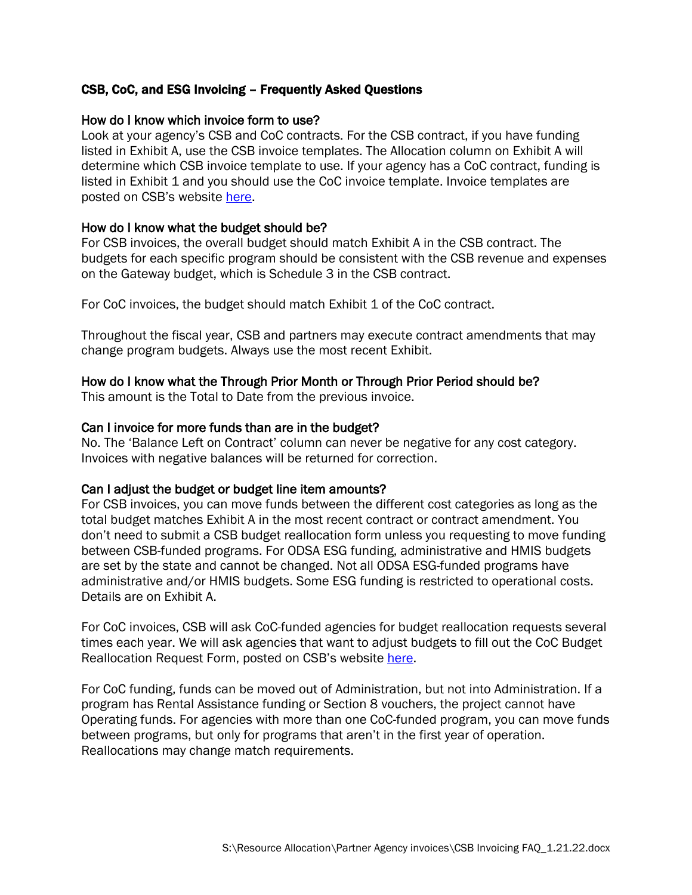# CSB, CoC, and ESG Invoicing – Frequently Asked Questions

## How do I know which invoice form to use?

Look at your agency's CSB and CoC contracts. For the CSB contract, if you have funding listed in Exhibit A, use the CSB invoice templates. The Allocation column on Exhibit A will determine which CSB invoice template to use. If your agency has a CoC contract, funding is listed in Exhibit 1 and you should use the CoC invoice template. Invoice templates are posted on CSB's website here.

## How do I know what the budget should be?

For CSB invoices, the overall budget should match Exhibit A in the CSB contract. The budgets for each specific program should be consistent with the CSB revenue and expenses on the Gateway budget, which is Schedule 3 in the CSB contract.

For CoC invoices, the budget should match Exhibit 1 of the CoC contract.

Throughout the fiscal year, CSB and partners may execute contract amendments that may change program budgets. Always use the most recent Exhibit.

## How do I know what the Through Prior Month or Through Prior Period should be?

This amount is the Total to Date from the previous invoice.

## Can I invoice for more funds than are in the budget?

No. The 'Balance Left on Contract' column can never be negative for any cost category. Invoices with negative balances will be returned for correction.

## Can I adjust the budget or budget line item amounts?

For CSB invoices, you can move funds between the different cost categories as long as the total budget matches Exhibit A in the most recent contract or contract amendment. You don't need to submit a CSB budget reallocation form unless you requesting to move funding between CSB-funded programs. For ODSA ESG funding, administrative and HMIS budgets are set by the state and cannot be changed. Not all ODSA ESG-funded programs have administrative and/or HMIS budgets. Some ESG funding is restricted to operational costs. Details are on Exhibit A.

For CoC invoices, CSB will ask CoC-funded agencies for budget reallocation requests several times each year. We will ask agencies that want to adjust budgets to fill out the CoC Budget Reallocation Request Form, posted on CSB's website here.

For CoC funding, funds can be moved out of Administration, but not into Administration. If a program has Rental Assistance funding or Section 8 vouchers, the project cannot have Operating funds. For agencies with more than one CoC-funded program, you can move funds between programs, but only for programs that aren't in the first year of operation. Reallocations may change match requirements.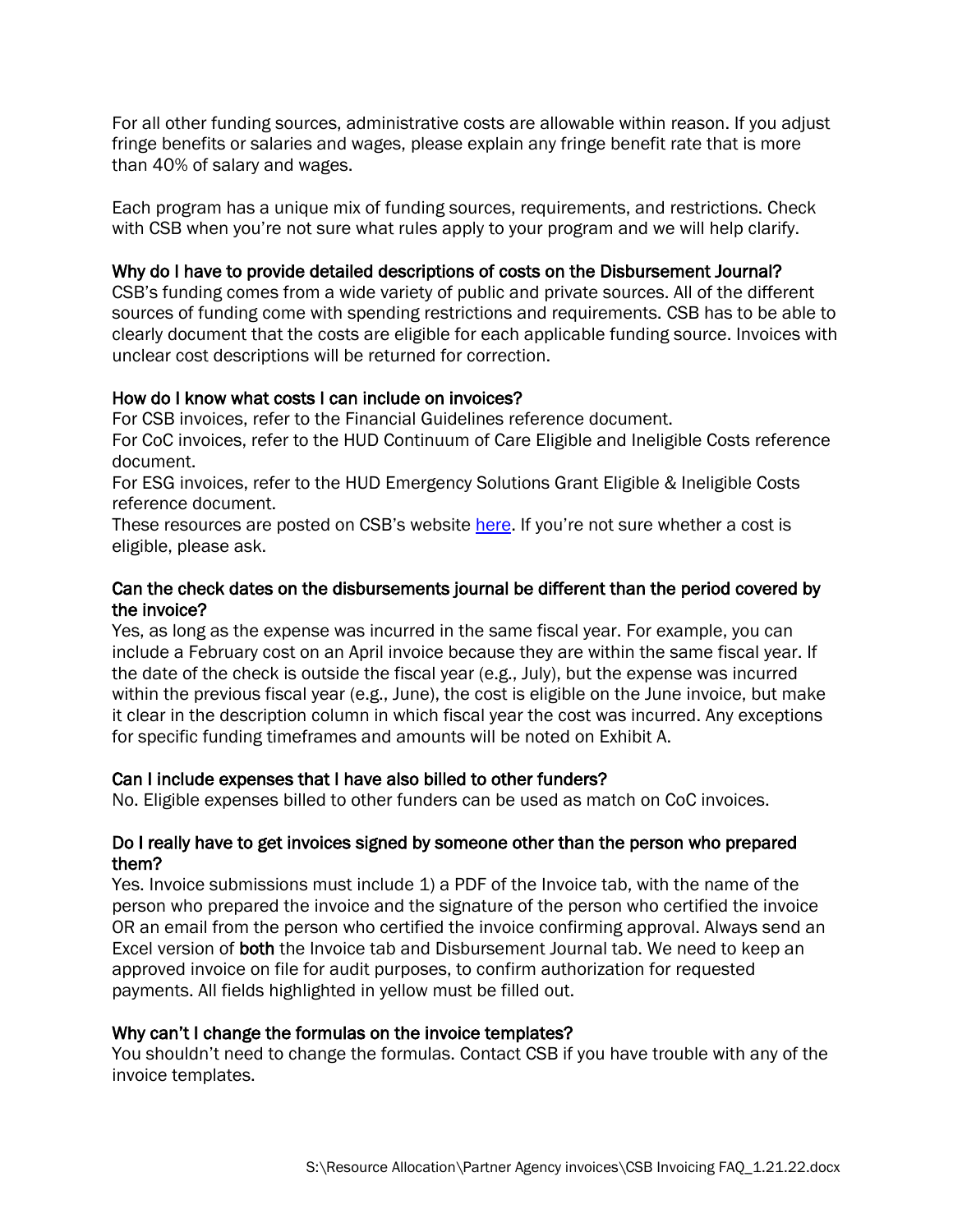For all other funding sources, administrative costs are allowable within reason. If you adjust fringe benefits or salaries and wages, please explain any fringe benefit rate that is more than 40% of salary and wages.

Each program has a unique mix of funding sources, requirements, and restrictions. Check with CSB when you're not sure what rules apply to your program and we will help clarify.

### Why do I have to provide detailed descriptions of costs on the Disbursement Journal?

CSB's funding comes from a wide variety of public and private sources. All of the different sources of funding come with spending restrictions and requirements. CSB has to be able to clearly document that the costs are eligible for each applicable funding source. Invoices with unclear cost descriptions will be returned for correction.

### How do I know what costs I can include on invoices?

For CSB invoices, refer to the Financial Guidelines reference document.
For CoC invoices, refer to the HUD Continuum of Care Eligible and Ineligible Costs reference document.
For ESG invoices, refer to the HUD Emergency Solutions Grant Eligible & Ineligible Costs reference document.
These resources are posted on CSB's website here. If you're not sure whether a cost is eligible, please ask.

### Can the check dates on the disbursements journal be different than the period covered by the invoice?

Yes, as long as the expense was incurred in the same fiscal year. For example, you can include a February cost on an April invoice because they are within the same fiscal year. If the date of the check is outside the fiscal year (e.g., July), but the expense was incurred within the previous fiscal year (e.g., June), the cost is eligible on the June invoice, but make it clear in the description column in which fiscal year the cost was incurred. Any exceptions for specific funding timeframes and amounts will be noted on Exhibit A.

### Can I include expenses that I have also billed to other funders?

No. Eligible expenses billed to other funders can be used as match on CoC invoices.

### Do I really have to get invoices signed by someone other than the person who prepared them?

Yes. Invoice submissions must include 1) a PDF of the Invoice tab, with the name of the person who prepared the invoice and the signature of the person who certified the invoice OR an email from the person who certified the invoice confirming approval. Always send an Excel version of **both** the Invoice tab and Disbursement Journal tab. We need to keep an approved invoice on file for audit purposes, to confirm authorization for requested payments. All fields highlighted in yellow must be filled out.

### Why can't I change the formulas on the invoice templates?

You shouldn't need to change the formulas. Contact CSB if you have trouble with any of the invoice templates.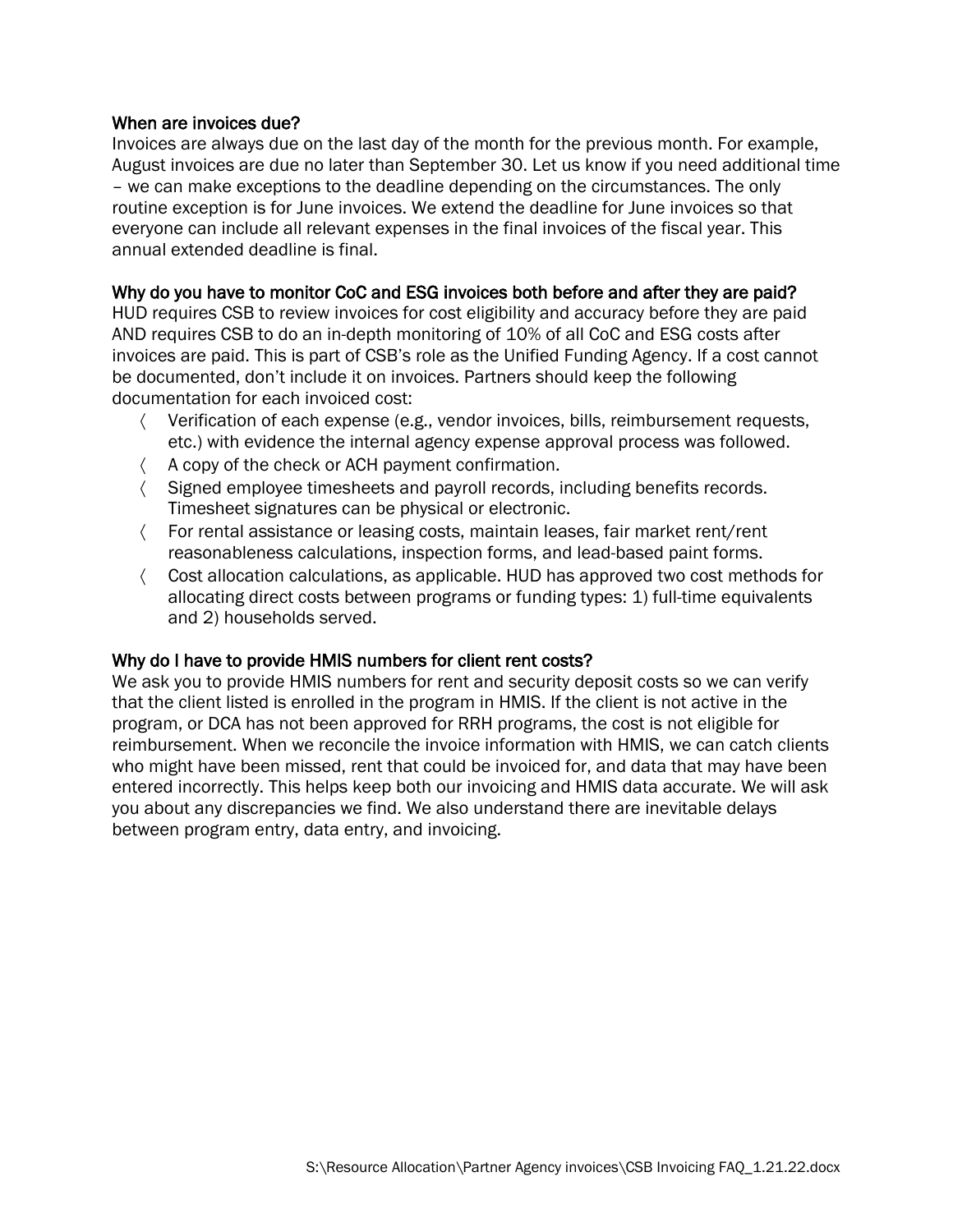### When are invoices due?

Invoices are always due on the last day of the month for the previous month. For example, August invoices are due no later than September 30. Let us know if you need additional time – we can make exceptions to the deadline depending on the circumstances. The only routine exception is for June invoices. We extend the deadline for June invoices so that everyone can include all relevant expenses in the final invoices of the fiscal year. This annual extended deadline is final.

### Why do you have to monitor CoC and ESG invoices both before and after they are paid?

HUD requires CSB to review invoices for cost eligibility and accuracy before they are paid AND requires CSB to do an in-depth monitoring of 10% of all CoC and ESG costs after invoices are paid. This is part of CSB's role as the Unified Funding Agency. If a cost cannot be documented, don't include it on invoices. Partners should keep the following documentation for each invoiced cost:

- Verification of each expense (e.g., vendor invoices, bills, reimbursement requests, etc.) with evidence the internal agency expense approval process was followed.
- A copy of the check or ACH payment confirmation.
- Signed employee timesheets and payroll records, including benefits records. Timesheet signatures can be physical or electronic.
- For rental assistance or leasing costs, maintain leases, fair market rent/rent reasonableness calculations, inspection forms, and lead-based paint forms.
- Cost allocation calculations, as applicable. HUD has approved two cost methods for allocating direct costs between programs or funding types: 1) full-time equivalents and 2) households served.

### Why do I have to provide HMIS numbers for client rent costs?

We ask you to provide HMIS numbers for rent and security deposit costs so we can verify that the client listed is enrolled in the program in HMIS. If the client is not active in the program, or DCA has not been approved for RRH programs, the cost is not eligible for reimbursement. When we reconcile the invoice information with HMIS, we can catch clients who might have been missed, rent that could be invoiced for, and data that may have been entered incorrectly. This helps keep both our invoicing and HMIS data accurate. We will ask you about any discrepancies we find. We also understand there are inevitable delays between program entry, data entry, and invoicing.